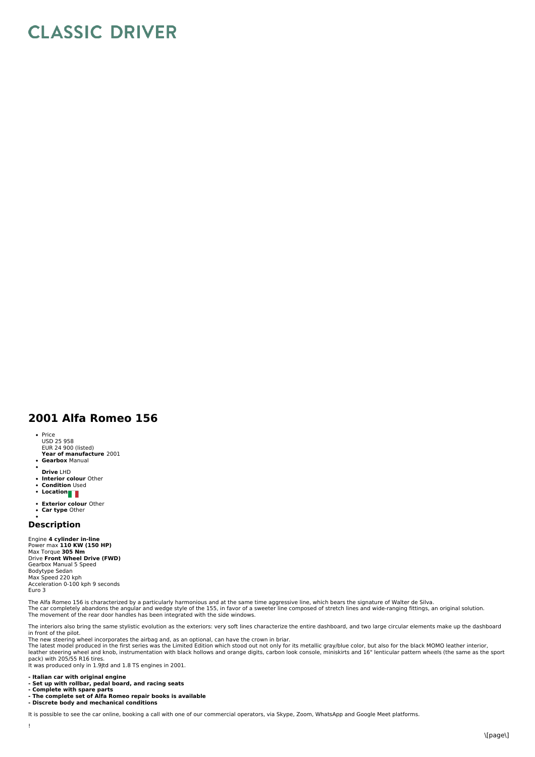# CLASSIC DRIVER

## 2001 Alfa Romeo 156

- Price
  USD 25 958
  EUR 24 900 (listed)
  **Year of manufacture** 2001
- **Gearbox** Manual
- 
  **Drive** LHD
- **Interior colour** Other
- **Condition** Used
- **Location**
- **Exterior colour** Other
- **Car type** Other
- 

### Description

Engine **4 cylinder in-line**
Power max **110 KW (150 HP)**
Max Torque **305 Nm**
Drive **Front Wheel Drive (FWD)**
Gearbox Manual 5 Speed
Bodytype Sedan
Max Speed 220 kph
Acceleration 0-100 kph 9 seconds
Euro 3

The Alfa Romeo 156 is characterized by a particularly harmonious and at the same time aggressive line, which bears the signature of Walter de Silva.
The car completely abandons the angular and wedge style of the 155, in favor of a sweeter line composed of stretch lines and wide-ranging fittings, an original solution.
The movement of the rear door handles has been integrated with the side windows.

The interiors also bring the same stylistic evolution as the exteriors: very soft lines characterize the entire dashboard, and two large circular elements make up the dashboard in front of the pilot.
The new steering wheel incorporates the airbag and, as an optional, can have the crown in briar.
The latest model produced in the first series was the Limited Edition which stood out not only for its metallic gray/blue color, but also for the black MOMO leather interior, leather steering wheel and knob, instrumentation with black hollows and orange digits, carbon look console, miniskirts and 16" lenticular pattern wheels (the same as the sport pack) with 205/55 R16 tires.
It was produced only in 1.9Jtd and 1.8 TS engines in 2001.

**- Italian car with original engine**
**- Set up with rollbar, pedal board, and racing seats**
**- Complete with spare parts**
**- The complete set of Alfa Romeo repair books is available**
**- Discrete body and mechanical conditions**

It is possible to see the car online, booking a call with one of our commercial operators, via Skype, Zoom, WhatsApp and Google Meet platforms.

!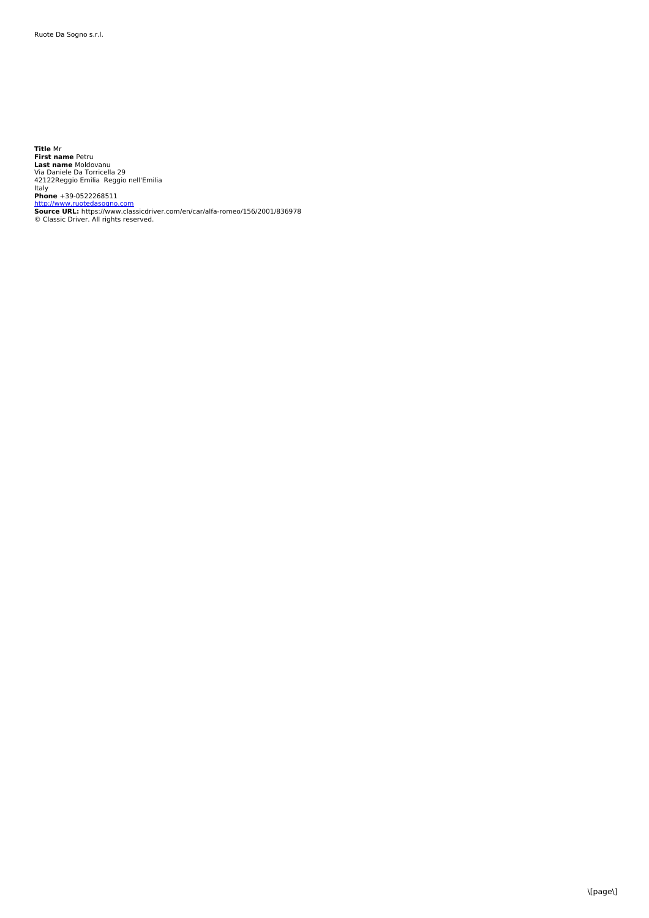Ruote Da Sogno s.r.l.

**Title** Mr
**First name** Petru
**Last name** Moldovanu
Via Daniele Da Torricella 29
42122Reggio Emilia  Reggio nell'Emilia
Italy
**Phone** +39-0522268511
[http://www.ruotedasogno.com](http://www.ruotedasogno.com)
**Source URL:** https://www.classicdriver.com/en/car/alfa-romeo/156/2001/836978
© Classic Driver. All rights reserved.